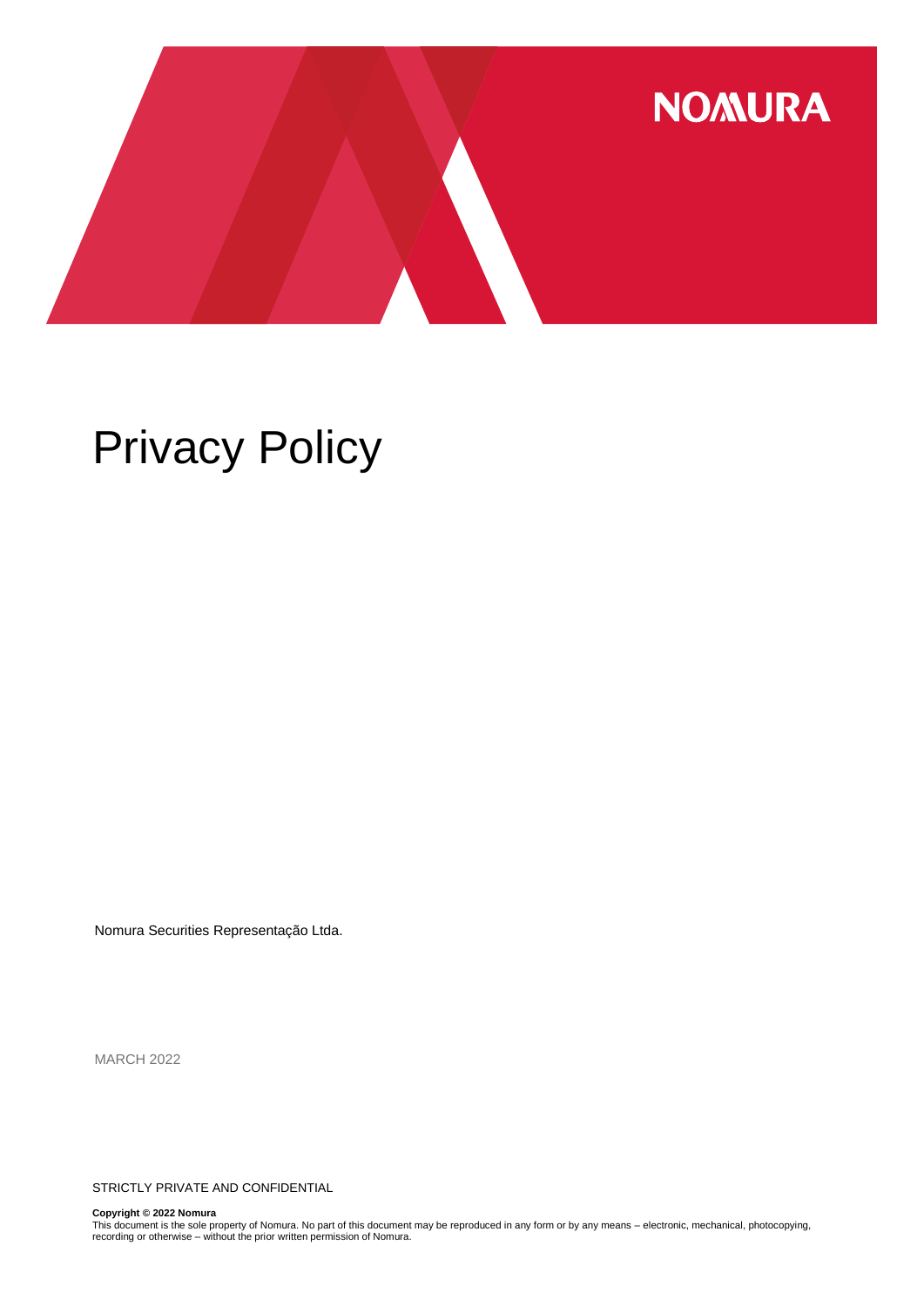NOMURA

# Privacy Policy

Nomura Securities Representação Ltda.

MARCH 2022

STRICTLY PRIVATE AND CONFIDENTIAL

**Copyright © 2022 Nomura**
This document is the sole property of Nomura. No part of this document may be reproduced in any form or by any means – electronic, mechanical, photocopying, recording or otherwise – without the prior written permission of Nomura.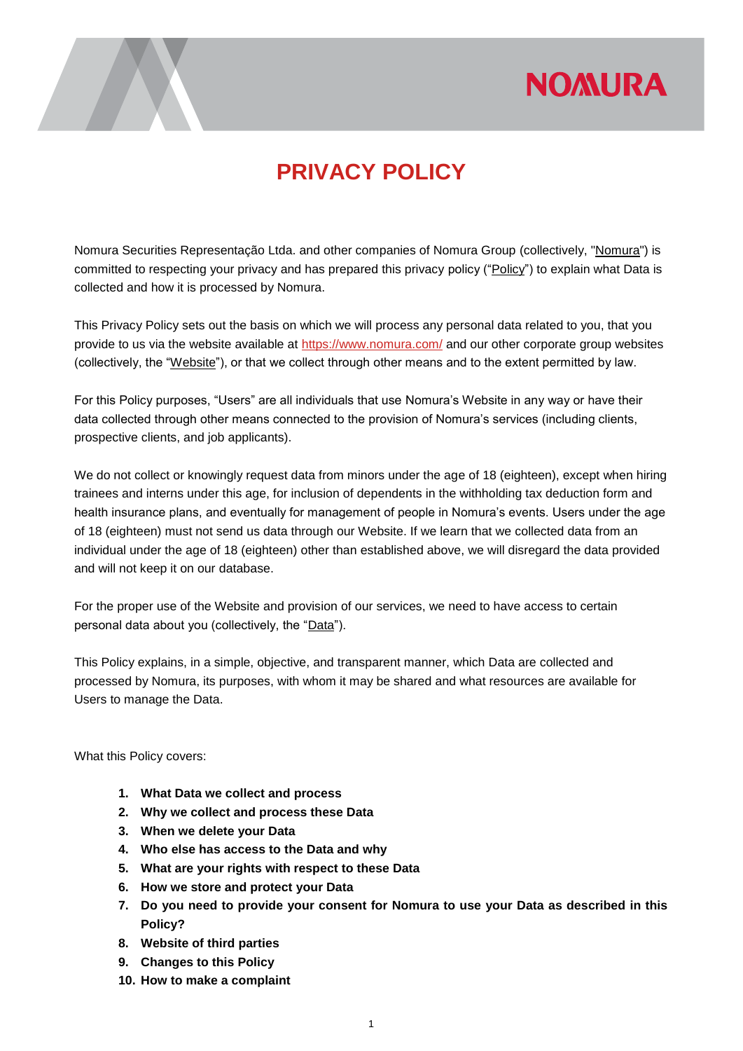# PRIVACY POLICY

Nomura Securities Representação Ltda. and other companies of Nomura Group (collectively, "Nomura") is committed to respecting your privacy and has prepared this privacy policy ("Policy") to explain what Data is collected and how it is processed by Nomura.

This Privacy Policy sets out the basis on which we will process any personal data related to you, that you provide to us via the website available at https://www.nomura.com/ and our other corporate group websites (collectively, the "Website"), or that we collect through other means and to the extent permitted by law.

For this Policy purposes, "Users" are all individuals that use Nomura's Website in any way or have their data collected through other means connected to the provision of Nomura's services (including clients, prospective clients, and job applicants).

We do not collect or knowingly request data from minors under the age of 18 (eighteen), except when hiring trainees and interns under this age, for inclusion of dependents in the withholding tax deduction form and health insurance plans, and eventually for management of people in Nomura's events. Users under the age of 18 (eighteen) must not send us data through our Website. If we learn that we collected data from an individual under the age of 18 (eighteen) other than established above, we will disregard the data provided and will not keep it on our database.

For the proper use of the Website and provision of our services, we need to have access to certain personal data about you (collectively, the "Data").

This Policy explains, in a simple, objective, and transparent manner, which Data are collected and processed by Nomura, its purposes, with whom it may be shared and what resources are available for Users to manage the Data.

What this Policy covers:

1. **What Data we collect and process**
2. **Why we collect and process these Data**
3. **When we delete your Data**
4. **Who else has access to the Data and why**
5. **What are your rights with respect to these Data**
6. **How we store and protect your Data**
7. **Do you need to provide your consent for Nomura to use your Data as described in this Policy?**
8. **Website of third parties**
9. **Changes to this Policy**
10. **How to make a complaint**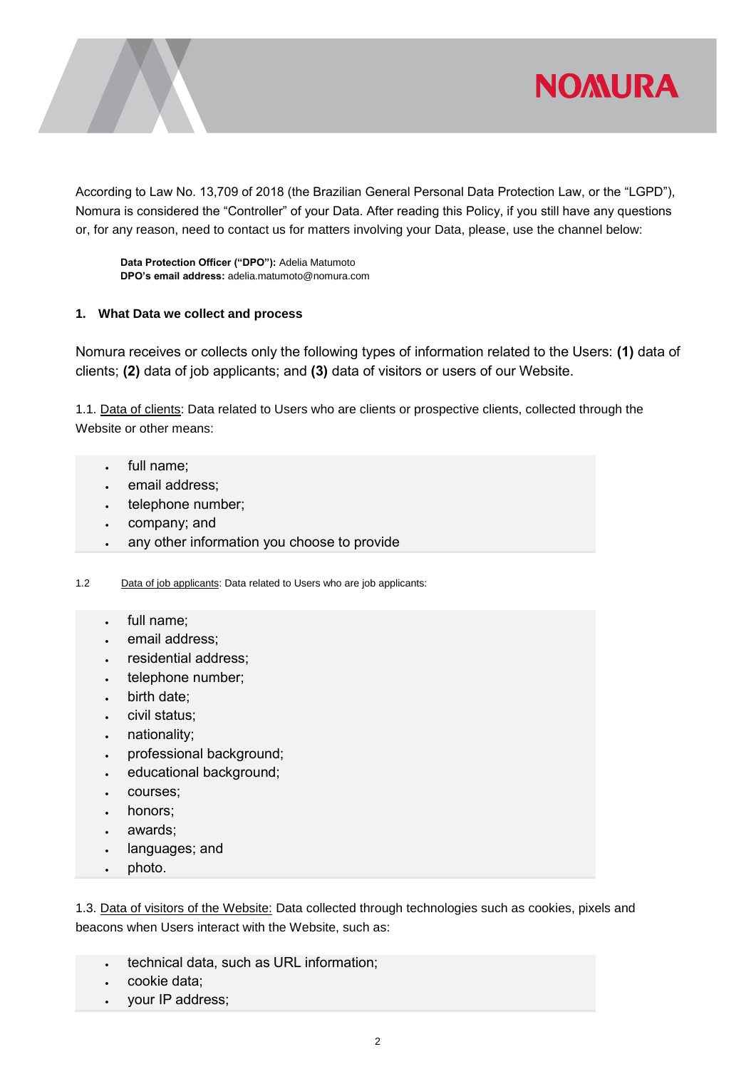According to Law No. 13,709 of 2018 (the Brazilian General Personal Data Protection Law, or the "LGPD"), Nomura is considered the "Controller" of your Data. After reading this Policy, if you still have any questions or, for any reason, need to contact us for matters involving your Data, please, use the channel below:

**Data Protection Officer ("DPO"):** Adelia Matumoto
**DPO's email address:** adelia.matumoto@nomura.com

## 1. What Data we collect and process

Nomura receives or collects only the following types of information related to the Users: **(1)** data of clients; **(2)** data of job applicants; and **(3)** data of visitors or users of our Website.

1.1. Data of clients: Data related to Users who are clients or prospective clients, collected through the Website or other means:

- full name;
- email address;
- telephone number;
- company; and
- any other information you choose to provide

1.2 Data of job applicants: Data related to Users who are job applicants:

- full name;
- email address;
- residential address;
- telephone number;
- birth date;
- civil status;
- nationality;
- professional background;
- educational background;
- courses;
- honors;
- awards;
- languages; and
- photo.

1.3. Data of visitors of the Website: Data collected through technologies such as cookies, pixels and beacons when Users interact with the Website, such as:

- technical data, such as URL information;
- cookie data;
- your IP address;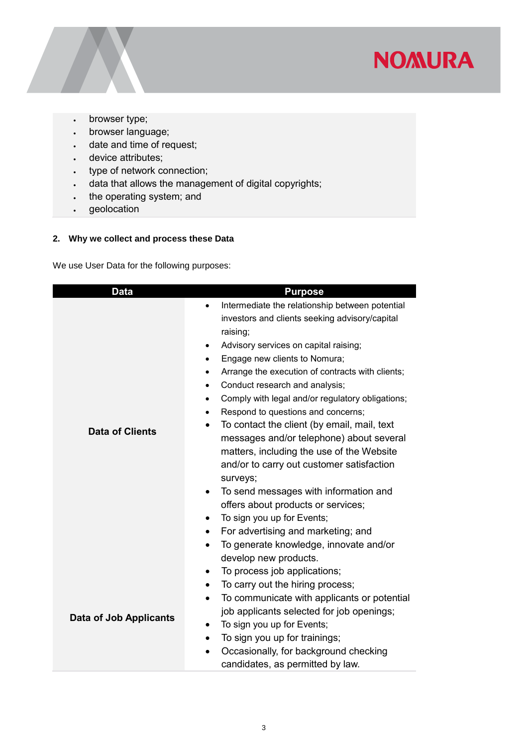- browser type;
- browser language;
- date and time of request;
- device attributes;
- type of network connection;
- data that allows the management of digital copyrights;
- the operating system; and
- geolocation

**2. Why we collect and process these Data**

We use User Data for the following purposes:

| Data | Purpose |
|---|---|
| **Data of Clients** | • Intermediate the relationship between potential investors and clients seeking advisory/capital raising;<br>• Advisory services on capital raising;<br>• Engage new clients to Nomura;<br>• Arrange the execution of contracts with clients;<br>• Conduct research and analysis;<br>• Comply with legal and/or regulatory obligations;<br>• Respond to questions and concerns;<br>• To contact the client (by email, mail, text messages and/or telephone) about several matters, including the use of the Website and/or to carry out customer satisfaction surveys;<br>• To send messages with information and offers about products or services;<br>• To sign you up for Events;<br>• For advertising and marketing; and<br>• To generate knowledge, innovate and/or develop new products. |
| **Data of Job Applicants** | • To process job applications;<br>• To carry out the hiring process;<br>• To communicate with applicants or potential job applicants selected for job openings;<br>• To sign you up for Events;<br>• To sign you up for trainings;<br>• Occasionally, for background checking candidates, as permitted by law. |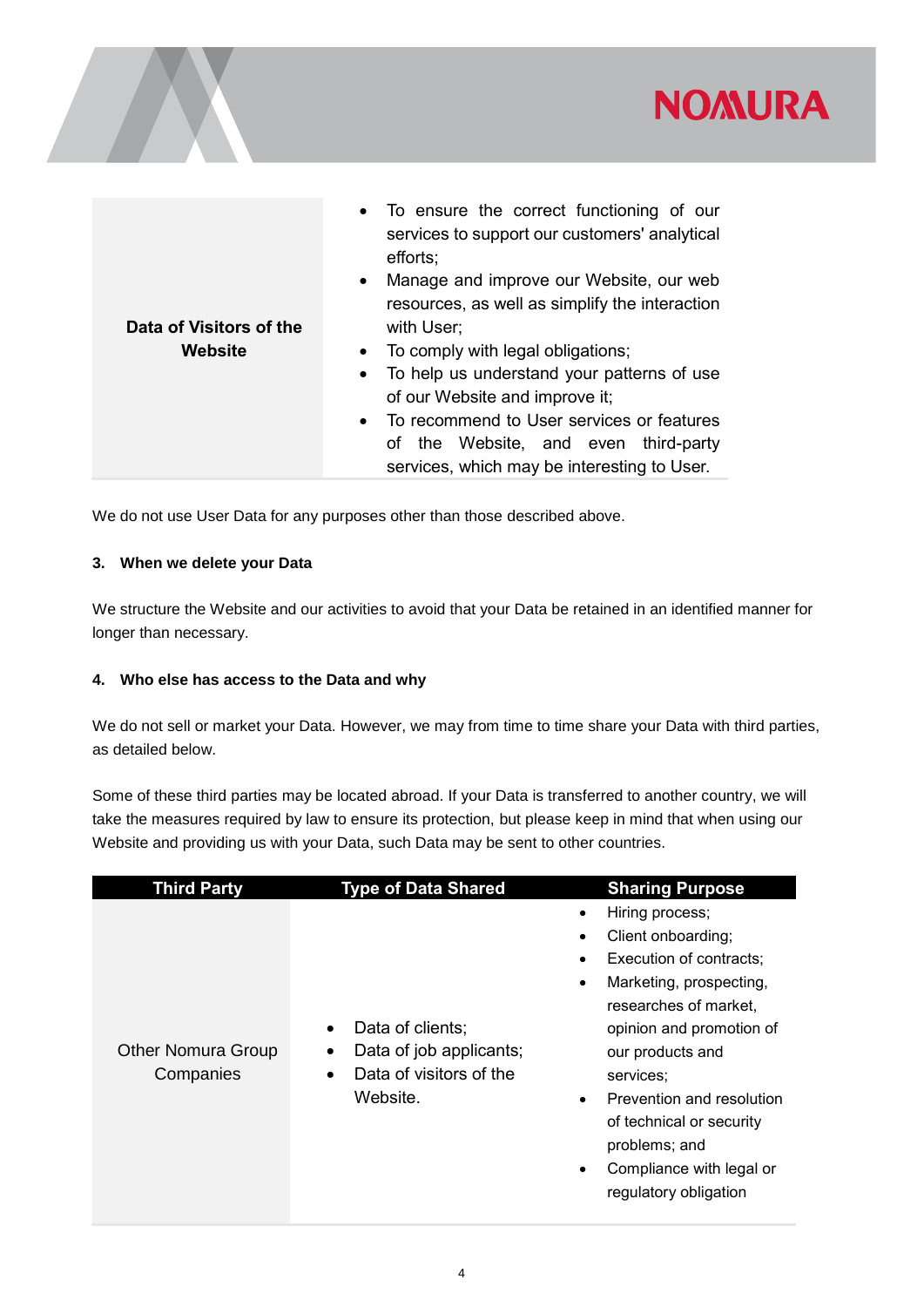| | |
|---|---|
| **Data of Visitors of the Website** | • To ensure the correct functioning of our services to support our customers' analytical efforts;<br>• Manage and improve our Website, our web resources, as well as simplify the interaction with User;<br>• To comply with legal obligations;<br>• To help us understand your patterns of use of our Website and improve it;<br>• To recommend to User services or features of the Website, and even third-party services, which may be interesting to User. |

We do not use User Data for any purposes other than those described above.

**3. When we delete your Data**

We structure the Website and our activities to avoid that your Data be retained in an identified manner for longer than necessary.

**4. Who else has access to the Data and why**

We do not sell or market your Data. However, we may from time to time share your Data with third parties, as detailed below.

Some of these third parties may be located abroad. If your Data is transferred to another country, we will take the measures required by law to ensure its protection, but please keep in mind that when using our Website and providing us with your Data, such Data may be sent to other countries.

| Third Party | Type of Data Shared | Sharing Purpose |
|---|---|---|
| Other Nomura Group Companies | • Data of clients;<br>• Data of job applicants;<br>• Data of visitors of the Website. | • Hiring process;<br>• Client onboarding;<br>• Execution of contracts;<br>• Marketing, prospecting, researches of market, opinion and promotion of our products and services;<br>• Prevention and resolution of technical or security problems; and<br>• Compliance with legal or regulatory obligation |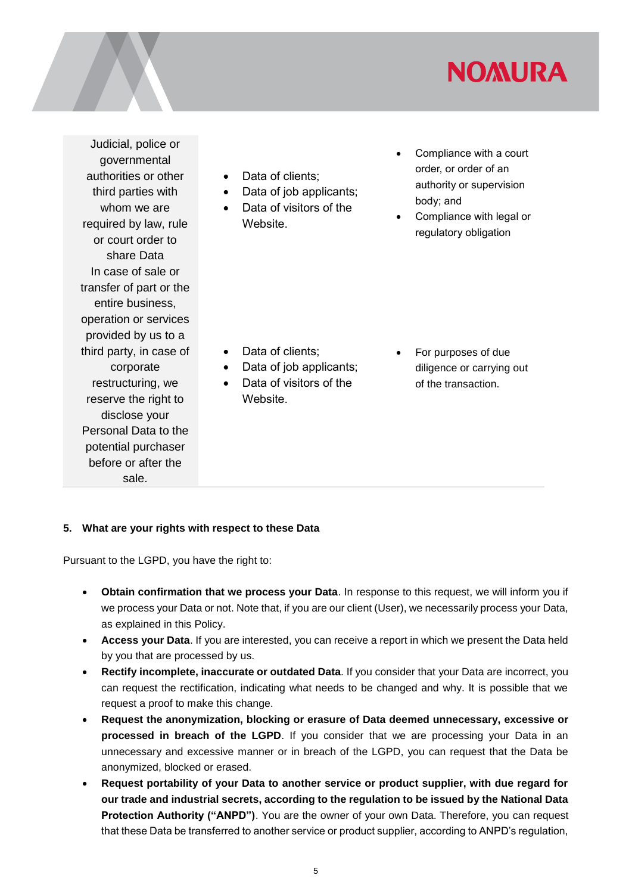| | | |
|---|---|---|
| Judicial, police or governmental authorities or other third parties with whom we are required by law, rule or court order to share Data | • Data of clients;<br>• Data of job applicants;<br>• Data of visitors of the Website. | • Compliance with a court order, or order of an authority or supervision body; and<br>• Compliance with legal or regulatory obligation |
| In case of sale or transfer of part or the entire business, operation or services provided by us to a third party, in case of corporate restructuring, we reserve the right to disclose your Personal Data to the potential purchaser before or after the sale. | • Data of clients;<br>• Data of job applicants;<br>• Data of visitors of the Website. | • For purposes of due diligence or carrying out of the transaction. |

**5. What are your rights with respect to these Data**

Pursuant to the LGPD, you have the right to:

- **Obtain confirmation that we process your Data**. In response to this request, we will inform you if we process your Data or not. Note that, if you are our client (User), we necessarily process your Data, as explained in this Policy.
- **Access your Data**. If you are interested, you can receive a report in which we present the Data held by you that are processed by us.
- **Rectify incomplete, inaccurate or outdated Data**. If you consider that your Data are incorrect, you can request the rectification, indicating what needs to be changed and why. It is possible that we request a proof to make this change.
- **Request the anonymization, blocking or erasure of Data deemed unnecessary, excessive or processed in breach of the LGPD**. If you consider that we are processing your Data in an unnecessary and excessive manner or in breach of the LGPD, you can request that the Data be anonymized, blocked or erased.
- **Request portability of your Data to another service or product supplier, with due regard for our trade and industrial secrets, according to the regulation to be issued by the National Data Protection Authority ("ANPD")**. You are the owner of your own Data. Therefore, you can request that these Data be transferred to another service or product supplier, according to ANPD's regulation,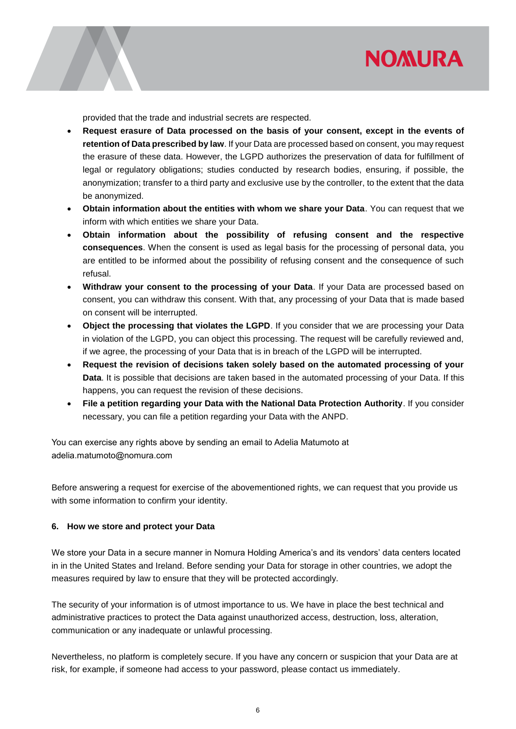provided that the trade and industrial secrets are respected.

- **Request erasure of Data processed on the basis of your consent, except in the events of retention of Data prescribed by law**. If your Data are processed based on consent, you may request the erasure of these data. However, the LGPD authorizes the preservation of data for fulfillment of legal or regulatory obligations; studies conducted by research bodies, ensuring, if possible, the anonymization; transfer to a third party and exclusive use by the controller, to the extent that the data be anonymized.
- **Obtain information about the entities with whom we share your Data**. You can request that we inform with which entities we share your Data.
- **Obtain information about the possibility of refusing consent and the respective consequences**. When the consent is used as legal basis for the processing of personal data, you are entitled to be informed about the possibility of refusing consent and the consequence of such refusal.
- **Withdraw your consent to the processing of your Data**. If your Data are processed based on consent, you can withdraw this consent. With that, any processing of your Data that is made based on consent will be interrupted.
- **Object the processing that violates the LGPD**. If you consider that we are processing your Data in violation of the LGPD, you can object this processing. The request will be carefully reviewed and, if we agree, the processing of your Data that is in breach of the LGPD will be interrupted.
- **Request the revision of decisions taken solely based on the automated processing of your Data**. It is possible that decisions are taken based in the automated processing of your Data. If this happens, you can request the revision of these decisions.
- **File a petition regarding your Data with the National Data Protection Authority**. If you consider necessary, you can file a petition regarding your Data with the ANPD.

You can exercise any rights above by sending an email to Adelia Matumoto at adelia.matumoto@nomura.com

Before answering a request for exercise of the abovementioned rights, we can request that you provide us with some information to confirm your identity.

## 6. How we store and protect your Data

We store your Data in a secure manner in Nomura Holding America's and its vendors' data centers located in in the United States and Ireland. Before sending your Data for storage in other countries, we adopt the measures required by law to ensure that they will be protected accordingly.

The security of your information is of utmost importance to us. We have in place the best technical and administrative practices to protect the Data against unauthorized access, destruction, loss, alteration, communication or any inadequate or unlawful processing.

Nevertheless, no platform is completely secure. If you have any concern or suspicion that your Data are at risk, for example, if someone had access to your password, please contact us immediately.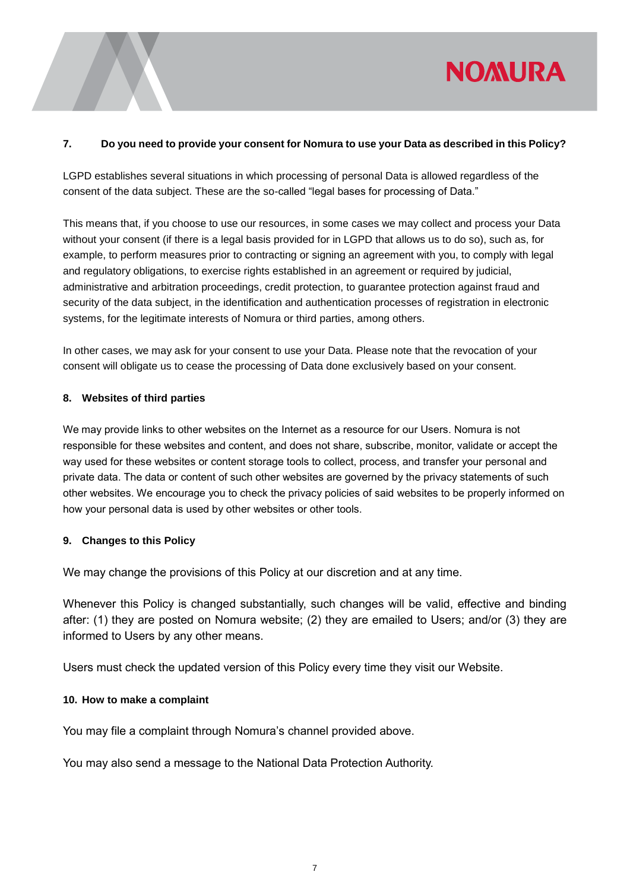## 7. Do you need to provide your consent for Nomura to use your Data as described in this Policy?

LGPD establishes several situations in which processing of personal Data is allowed regardless of the consent of the data subject. These are the so-called "legal bases for processing of Data."

This means that, if you choose to use our resources, in some cases we may collect and process your Data without your consent (if there is a legal basis provided for in LGPD that allows us to do so), such as, for example, to perform measures prior to contracting or signing an agreement with you, to comply with legal and regulatory obligations, to exercise rights established in an agreement or required by judicial, administrative and arbitration proceedings, credit protection, to guarantee protection against fraud and security of the data subject, in the identification and authentication processes of registration in electronic systems, for the legitimate interests of Nomura or third parties, among others.

In other cases, we may ask for your consent to use your Data. Please note that the revocation of your consent will obligate us to cease the processing of Data done exclusively based on your consent.

## 8. Websites of third parties

We may provide links to other websites on the Internet as a resource for our Users. Nomura is not responsible for these websites and content, and does not share, subscribe, monitor, validate or accept the way used for these websites or content storage tools to collect, process, and transfer your personal and private data. The data or content of such other websites are governed by the privacy statements of such other websites. We encourage you to check the privacy policies of said websites to be properly informed on how your personal data is used by other websites or other tools.

## 9. Changes to this Policy

We may change the provisions of this Policy at our discretion and at any time.

Whenever this Policy is changed substantially, such changes will be valid, effective and binding after: (1) they are posted on Nomura website; (2) they are emailed to Users; and/or (3) they are informed to Users by any other means.

Users must check the updated version of this Policy every time they visit our Website.

## 10. How to make a complaint

You may file a complaint through Nomura's channel provided above.

You may also send a message to the National Data Protection Authority.